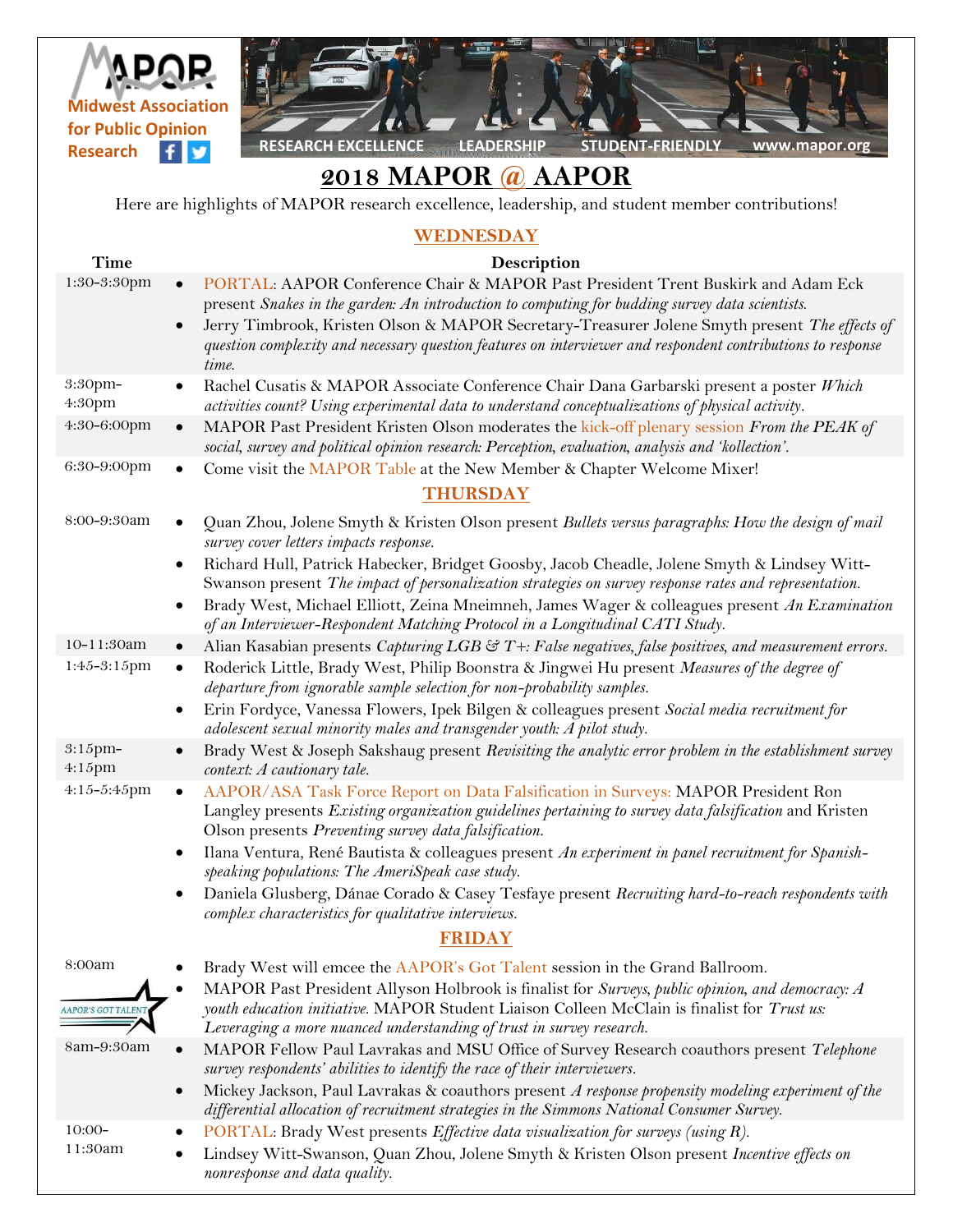MAPOR
Midwest Association for Public Opinion Research

RESEARCH EXCELLENCE LEADERSHIP STUDENT-FRIENDLY www.mapor.org

# 2018 MAPOR @ AAPOR

Here are highlights of MAPOR research excellence, leadership, and student member contributions!

## WEDNESDAY

| Time | Description |
|---|---|
| 1:30-3:30pm | • PORTAL: AAPOR Conference Chair & MAPOR Past President Trent Buskirk and Adam Eck present *Snakes in the garden: An introduction to computing for budding survey data scientists.*<br>• Jerry Timbrook, Kristen Olson & MAPOR Secretary-Treasurer Jolene Smyth present *The effects of question complexity and necessary question features on interviewer and respondent contributions to response time.* |
| 3:30pm-4:30pm | • Rachel Cusatis & MAPOR Associate Conference Chair Dana Garbarski present a poster *Which activities count? Using experimental data to understand conceptualizations of physical activity*. |
| 4:30-6:00pm | • MAPOR Past President Kristen Olson moderates the kick-off plenary session *From the PEAK of social, survey and political opinion research: Perception, evaluation, analysis and 'kollection'.* |
| 6:30-9:00pm | • Come visit the MAPOR Table at the New Member & Chapter Welcome Mixer! |

## THURSDAY

| Time | Description |
|---|---|
| 8:00-9:30am | • Quan Zhou, Jolene Smyth & Kristen Olson present *Bullets versus paragraphs: How the design of mail survey cover letters impacts response.*<br>• Richard Hull, Patrick Habecker, Bridget Goosby, Jacob Cheadle, Jolene Smyth & Lindsey Witt-Swanson present *The impact of personalization strategies on survey response rates and representation.*<br>• Brady West, Michael Elliott, Zeina Mneimneh, James Wager & colleagues present *An Examination of an Interviewer-Respondent Matching Protocol in a Longitudinal CATI Study.* |
| 10-11:30am | • Alian Kasabian presents *Capturing LGB & T+: False negatives, false positives, and measurement errors.* |
| 1:45-3:15pm | • Roderick Little, Brady West, Philip Boonstra & Jingwei Hu present *Measures of the degree of departure from ignorable sample selection for non-probability samples.*<br>• Erin Fordyce, Vanessa Flowers, Ipek Bilgen & colleagues present *Social media recruitment for adolescent sexual minority males and transgender youth: A pilot study.* |
| 3:15pm-4:15pm | • Brady West & Joseph Sakshaug present *Revisiting the analytic error problem in the establishment survey context: A cautionary tale.* |
| 4:15-5:45pm | • AAPOR/ASA Task Force Report on Data Falsification in Surveys: MAPOR President Ron Langley presents *Existing organization guidelines pertaining to survey data falsification* and Kristen Olson presents *Preventing survey data falsification.*<br>• Ilana Ventura, René Bautista & colleagues present *An experiment in panel recruitment for Spanish-speaking populations: The AmeriSpeak case study.*<br>• Daniela Glusberg, Dánae Corado & Casey Tesfaye present *Recruiting hard-to-reach respondents with complex characteristics for qualitative interviews.* |

## FRIDAY

| Time | Description |
|---|---|
| 8:00am<br>AAPOR'S GOT TALENT | • Brady West will emcee the AAPOR's Got Talent session in the Grand Ballroom.<br>• MAPOR Past President Allyson Holbrook is finalist for *Surveys, public opinion, and democracy: A youth education initiative.* MAPOR Student Liaison Colleen McClain is finalist for *Trust us: Leveraging a more nuanced understanding of trust in survey research.* |
| 8am-9:30am | • MAPOR Fellow Paul Lavrakas and MSU Office of Survey Research coauthors present *Telephone survey respondents' abilities to identify the race of their interviewers.*<br>• Mickey Jackson, Paul Lavrakas & coauthors present *A response propensity modeling experiment of the differential allocation of recruitment strategies in the Simmons National Consumer Survey.* |
| 10:00-11:30am | • PORTAL: Brady West presents *Effective data visualization for surveys (using R).*<br>• Lindsey Witt-Swanson, Quan Zhou, Jolene Smyth & Kristen Olson present *Incentive effects on nonresponse and data quality.* |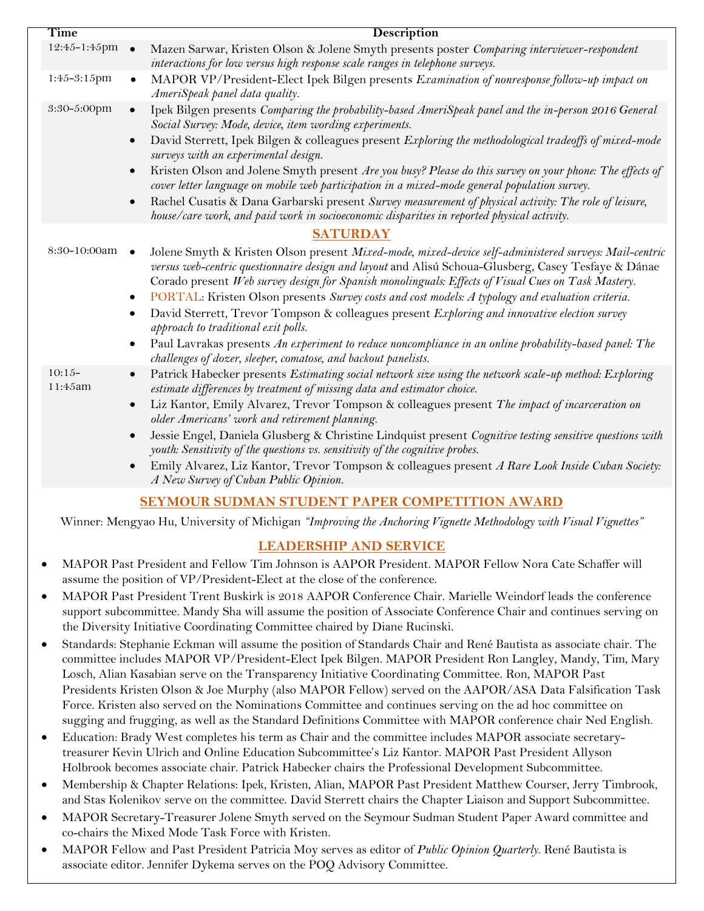| Time | Description |
|---|---|
| 12:45-1:45pm | • Mazen Sarwar, Kristen Olson & Jolene Smyth presents poster *Comparing interviewer-respondent interactions for low versus high response scale ranges in telephone surveys.* |
| 1:45-3:15pm | • MAPOR VP/President-Elect Ipek Bilgen presents *Examination of nonresponse follow-up impact on AmeriSpeak panel data quality.* |
| 3:30-5:00pm | • Ipek Bilgen presents *Comparing the probability-based AmeriSpeak panel and the in-person 2016 General Social Survey: Mode, device, item wording experiments.*<br>• David Sterrett, Ipek Bilgen & colleagues present *Exploring the methodological tradeoffs of mixed-mode surveys with an experimental design.*<br>• Kristen Olson and Jolene Smyth present *Are you busy? Please do this survey on your phone: The effects of cover letter language on mobile web participation in a mixed-mode general population survey.*<br>• Rachel Cusatis & Dana Garbarski present *Survey measurement of physical activity: The role of leisure, house/care work, and paid work in socioeconomic disparities in reported physical activity.* |
| | **SATURDAY** |
| 8:30-10:00am | • Jolene Smyth & Kristen Olson present *Mixed-mode, mixed-device self-administered surveys: Mail-centric versus web-centric questionnaire design and layout* and Alisú Schoua-Glusberg, Casey Tesfaye & Dánae Corado present *Web survey design for Spanish monolinguals: Effects of Visual Cues on Task Mastery.*<br>• PORTAL: Kristen Olson presents *Survey costs and cost models: A typology and evaluation criteria.*<br>• David Sterrett, Trevor Tompson & colleagues present *Exploring and innovative election survey approach to traditional exit polls.*<br>• Paul Lavrakas presents *An experiment to reduce noncompliance in an online probability-based panel: The challenges of dozer, sleeper, comatose, and backout panelists.* |
| 10:15-11:45am | • Patrick Habecker presents *Estimating social network size using the network scale-up method: Exploring estimate differences by treatment of missing data and estimator choice.*<br>• Liz Kantor, Emily Alvarez, Trevor Tompson & colleagues present *The impact of incarceration on older Americans' work and retirement planning.*<br>• Jessie Engel, Daniela Glusberg & Christine Lindquist present *Cognitive testing sensitive questions with youth: Sensitivity of the questions vs. sensitivity of the cognitive probes.*<br>• Emily Alvarez, Liz Kantor, Trevor Tompson & colleagues present *A Rare Look Inside Cuban Society: A New Survey of Cuban Public Opinion.* |

## SEYMOUR SUDMAN STUDENT PAPER COMPETITION AWARD

Winner: Mengyao Hu, University of Michigan *"Improving the Anchoring Vignette Methodology with Visual Vignettes"*

## LEADERSHIP AND SERVICE

- MAPOR Past President and Fellow Tim Johnson is AAPOR President. MAPOR Fellow Nora Cate Schaffer will assume the position of VP/President-Elect at the close of the conference.
- MAPOR Past President Trent Buskirk is 2018 AAPOR Conference Chair. Marielle Weindorf leads the conference support subcommittee. Mandy Sha will assume the position of Associate Conference Chair and continues serving on the Diversity Initiative Coordinating Committee chaired by Diane Rucinski.
- Standards: Stephanie Eckman will assume the position of Standards Chair and René Bautista as associate chair. The committee includes MAPOR VP/President-Elect Ipek Bilgen. MAPOR President Ron Langley, Mandy, Tim, Mary Losch, Alian Kasabian serve on the Transparency Initiative Coordinating Committee. Ron, MAPOR Past Presidents Kristen Olson & Joe Murphy (also MAPOR Fellow) served on the AAPOR/ASA Data Falsification Task Force. Kristen also served on the Nominations Committee and continues serving on the ad hoc committee on sugging and frugging, as well as the Standard Definitions Committee with MAPOR conference chair Ned English.
- Education: Brady West completes his term as Chair and the committee includes MAPOR associate secretary-treasurer Kevin Ulrich and Online Education Subcommittee's Liz Kantor. MAPOR Past President Allyson Holbrook becomes associate chair. Patrick Habecker chairs the Professional Development Subcommittee.
- Membership & Chapter Relations: Ipek, Kristen, Alian, MAPOR Past President Matthew Courser, Jerry Timbrook, and Stas Kolenikov serve on the committee. David Sterrett chairs the Chapter Liaison and Support Subcommittee.
- MAPOR Secretary-Treasurer Jolene Smyth served on the Seymour Sudman Student Paper Award committee and co-chairs the Mixed Mode Task Force with Kristen.
- MAPOR Fellow and Past President Patricia Moy serves as editor of *Public Opinion Quarterly*. René Bautista is associate editor. Jennifer Dykema serves on the POQ Advisory Committee.